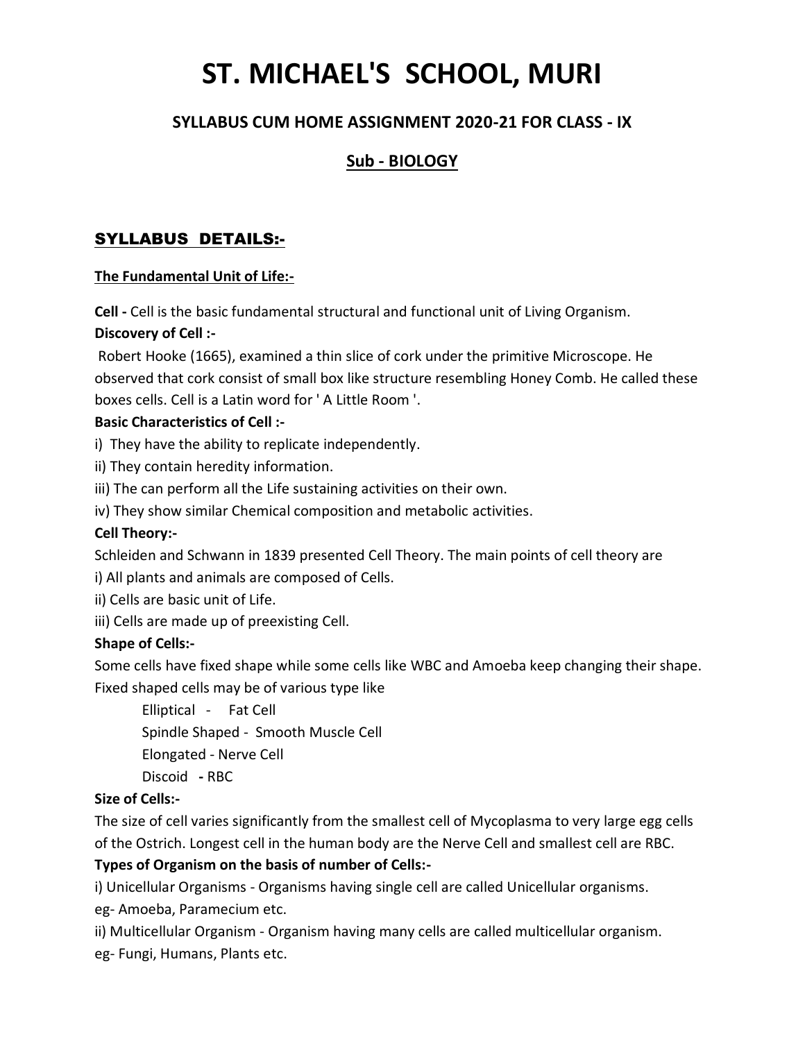# ST. MICHAEL'S SCHOOL, MURI

## SYLLABUS CUM HOME ASSIGNMENT 2020-21 FOR CLASS - IX

## Sub - BIOLOGY

### SYLLABUS DETAILS:-

**The Fundamental Unit of Life:-**

**Cell -** Cell is the basic fundamental structural and functional unit of Living Organism.

**Discovery of Cell :-**

Robert Hooke (1665), examined a thin slice of cork under the primitive Microscope. He observed that cork consist of small box like structure resembling Honey Comb. He called these boxes cells. Cell is a Latin word for ' A Little Room '.

**Basic Characteristics of Cell :-**

i) They have the ability to replicate independently.

ii) They contain heredity information.

iii) The can perform all the Life sustaining activities on their own.

iv) They show similar Chemical composition and metabolic activities.

**Cell Theory:-**

Schleiden and Schwann in 1839 presented Cell Theory. The main points of cell theory are

i) All plants and animals are composed of Cells.

ii) Cells are basic unit of Life.

iii) Cells are made up of preexisting Cell.

**Shape of Cells:-**

Some cells have fixed shape while some cells like WBC and Amoeba keep changing their shape. Fixed shaped cells may be of various type like

Elliptical - Fat Cell

Spindle Shaped - Smooth Muscle Cell

Elongated - Nerve Cell

Discoid **-** RBC

**Size of Cells:-**

The size of cell varies significantly from the smallest cell of Mycoplasma to very large egg cells of the Ostrich. Longest cell in the human body are the Nerve Cell and smallest cell are RBC.

**Types of Organism on the basis of number of Cells:-**

i) Unicellular Organisms - Organisms having single cell are called Unicellular organisms.
eg- Amoeba, Paramecium etc.

ii) Multicellular Organism - Organism having many cells are called multicellular organism.
eg- Fungi, Humans, Plants etc.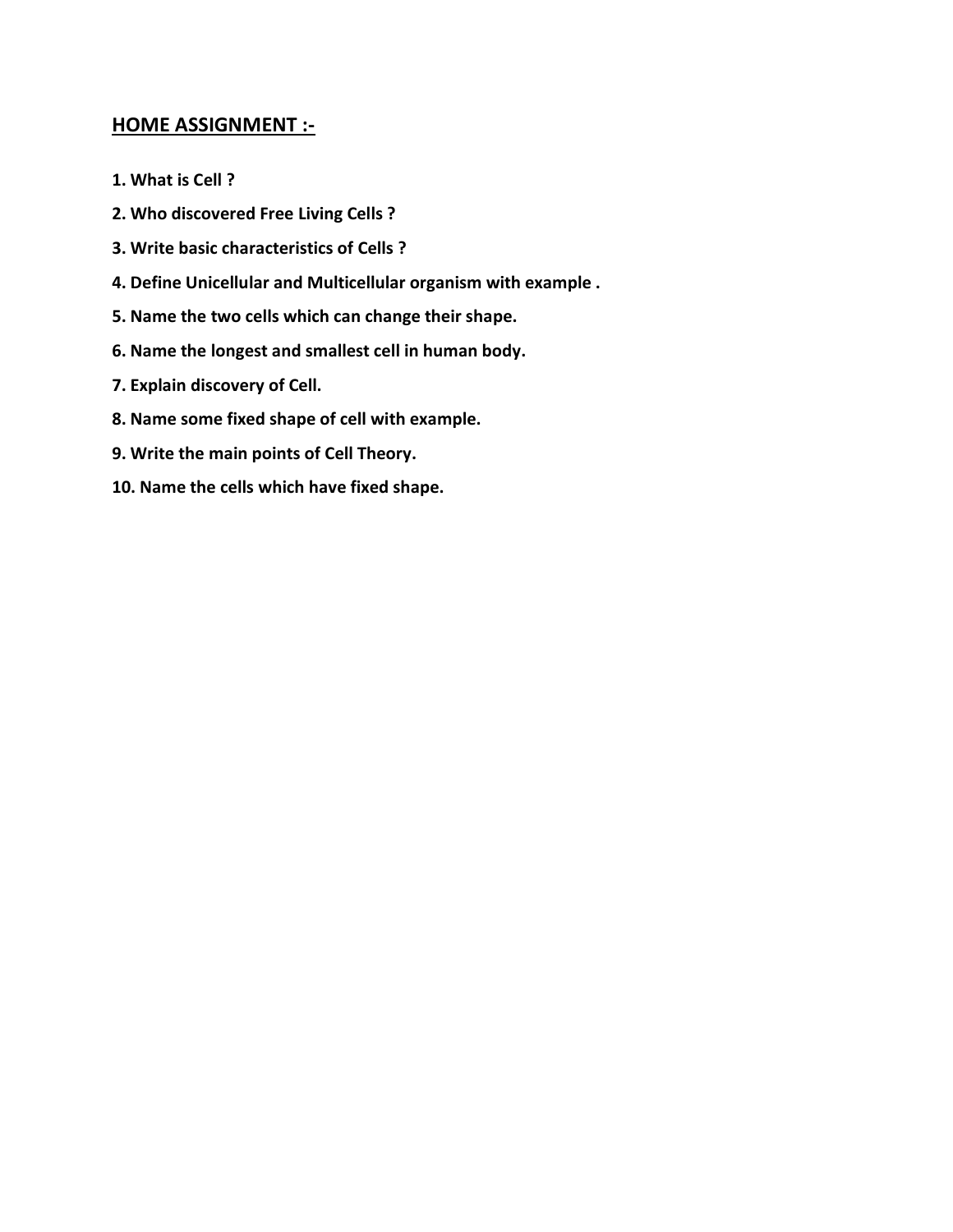## HOME ASSIGNMENT :-

**1. What is Cell ?**

**2. Who discovered Free Living Cells ?**

**3. Write basic characteristics of Cells ?**

**4. Define Unicellular and Multicellular organism with example .**

**5. Name the two cells which can change their shape.**

**6. Name the longest and smallest cell in human body.**

**7. Explain discovery of Cell.**

**8. Name some fixed shape of cell with example.**

**9. Write the main points of Cell Theory.**

**10. Name the cells which have fixed shape.**